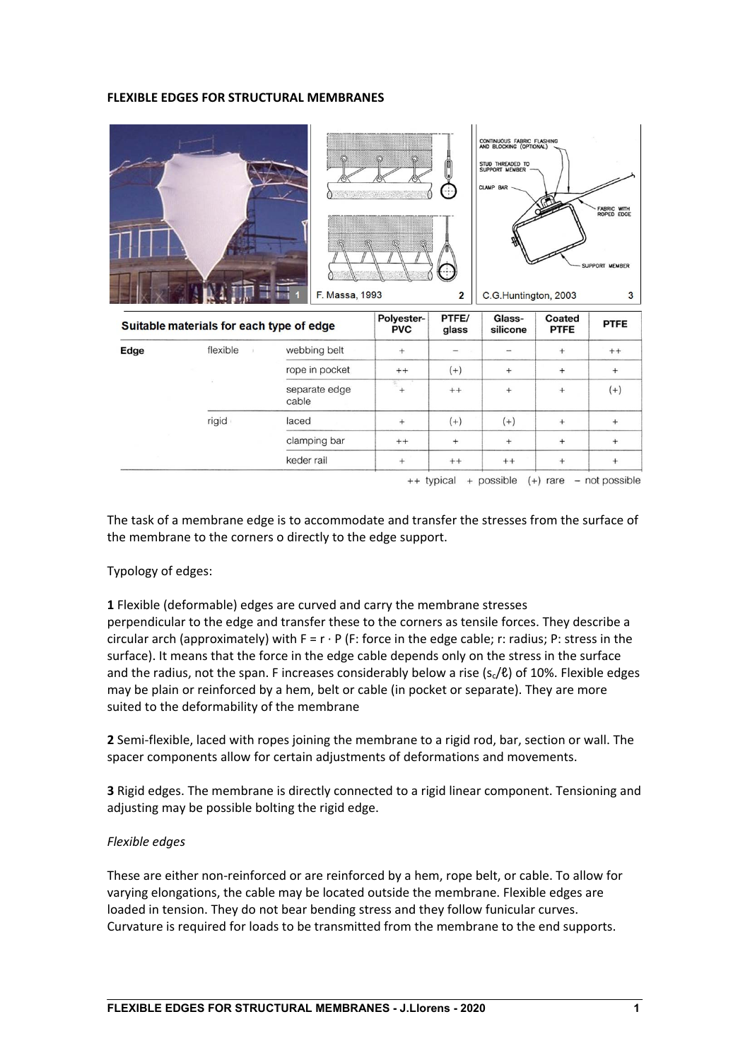**FLEXIBLE EDGES FOR STRUCTURAL MEMBRANES**

1 | F. Massa, 1993 2 | C.G.Huntington, 2003 3

| Suitable materials for each type of edge | | | Polyester-PVC | PTFE/glass | Glass-silicone | Coated PTFE | PTFE |
|---|---|---|---|---|---|---|---|
| **Edge** | flexible | webbing belt | + | – | – | + | ++ |
| | | rope in pocket | ++ | (+) | + | + | + |
| | | separate edge cable | + | ++ | + | + | (+) |
| | rigid | laced | + | (+) | (+) | + | + |
| | | clamping bar | ++ | + | + | + | + |
| | | keder rail | + | ++ | ++ | + | + |

++ typical + possible (+) rare – not possible

The task of a membrane edge is to accommodate and transfer the stresses from the surface of the membrane to the corners o directly to the edge support.

Typology of edges:

**1** Flexible (deformable) edges are curved and carry the membrane stresses perpendicular to the edge and transfer these to the corners as tensile forces. They describe a circular arch (approximately) with $F = r \cdot P$ (F: force in the edge cable; r: radius; P: stress in the surface). It means that the force in the edge cable depends only on the stress in the surface and the radius, not the span. F increases considerably below a rise ($s_c/\ell$) of 10%. Flexible edges may be plain or reinforced by a hem, belt or cable (in pocket or separate). They are more suited to the deformability of the membrane

**2** Semi-flexible, laced with ropes joining the membrane to a rigid rod, bar, section or wall. The spacer components allow for certain adjustments of deformations and movements.

**3** Rigid edges. The membrane is directly connected to a rigid linear component. Tensioning and adjusting may be possible bolting the rigid edge.

*Flexible edges*

These are either non-reinforced or are reinforced by a hem, rope belt, or cable. To allow for varying elongations, the cable may be located outside the membrane. Flexible edges are loaded in tension. They do not bear bending stress and they follow funicular curves. Curvature is required for loads to be transmitted from the membrane to the end supports.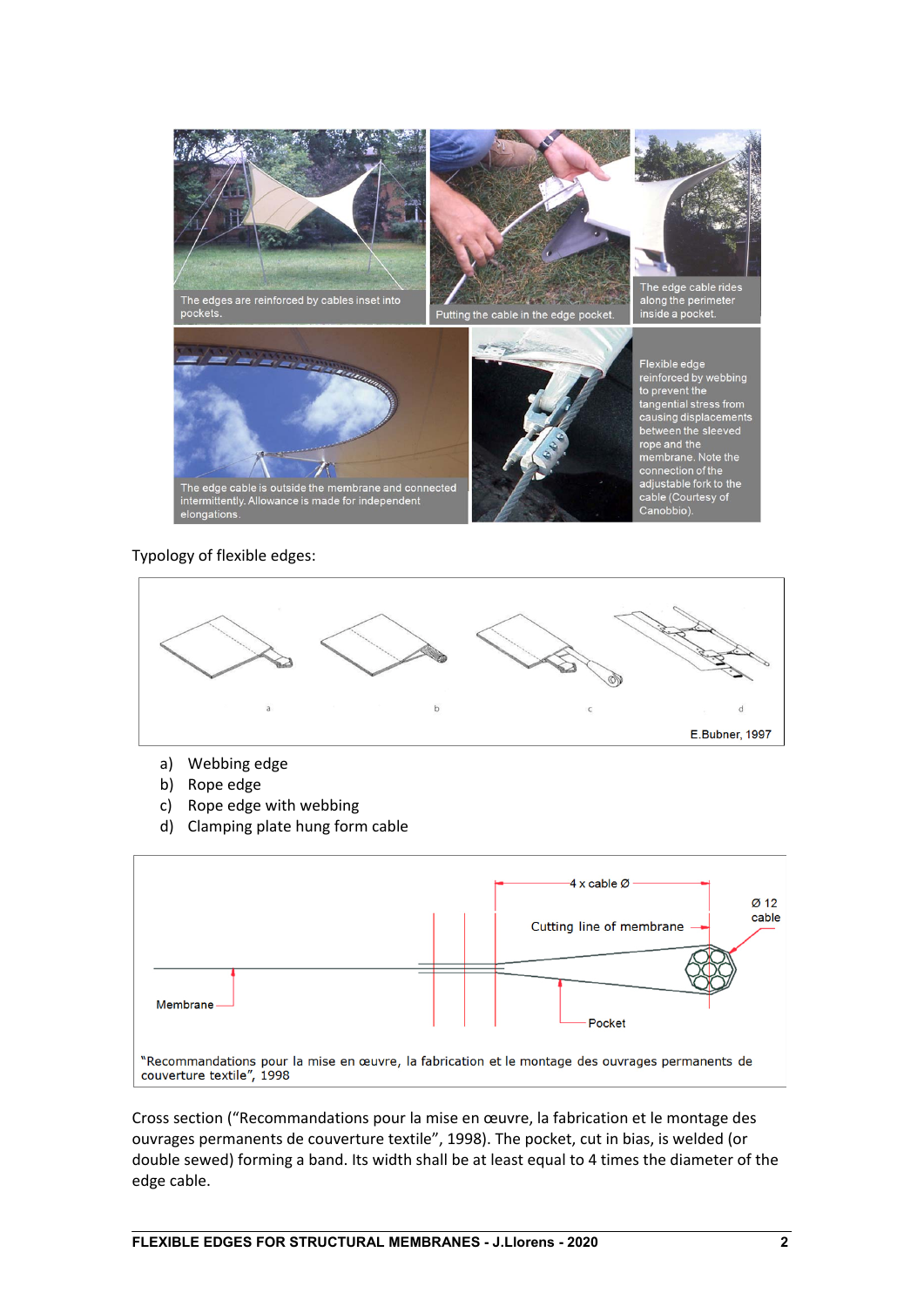The edges are reinforced by cables inset into pockets.

Putting the cable in the edge pocket.

The edge cable rides along the perimeter inside a pocket.

The edge cable is outside the membrane and connected intermittently. Allowance is made for independent elongations.

Flexible edge reinforced by webbing to prevent the tangential stress from causing displacements between the sleeved rope and the membrane. Note the connection of the adjustable fork to the cable (Courtesy of Canobbio).

Typology of flexible edges:

E.Bubner, 1997

a) Webbing edge
b) Rope edge
c) Rope edge with webbing
d) Clamping plate hung form cable

"Recommandations pour la mise en œuvre, la fabrication et le montage des ouvrages permanents de couverture textile", 1998

Cross section ("Recommandations pour la mise en œuvre, la fabrication et le montage des ouvrages permanents de couverture textile", 1998). The pocket, cut in bias, is welded (or double sewed) forming a band. Its width shall be at least equal to 4 times the diameter of the edge cable.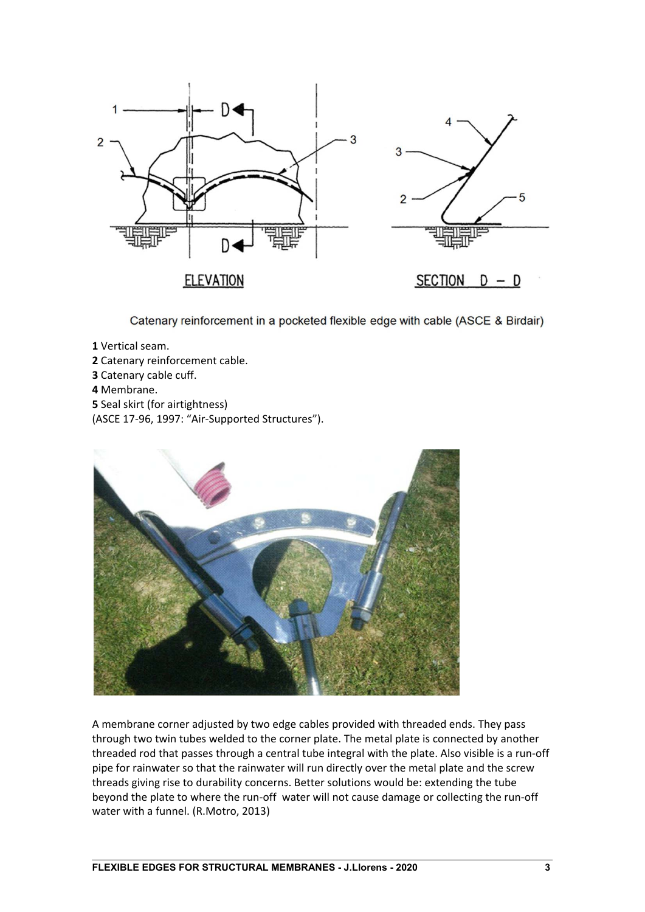Catenary reinforcement in a pocketed flexible edge with cable (ASCE & Birdair)

**1** Vertical seam.
**2** Catenary reinforcement cable.
**3** Catenary cable cuff.
**4** Membrane.
**5** Seal skirt (for airtightness)
(ASCE 17-96, 1997: "Air-Supported Structures").

A membrane corner adjusted by two edge cables provided with threaded ends. They pass through two twin tubes welded to the corner plate. The metal plate is connected by another threaded rod that passes through a central tube integral with the plate. Also visible is a run-off pipe for rainwater so that the rainwater will run directly over the metal plate and the screw threads giving rise to durability concerns. Better solutions would be: extending the tube beyond the plate to where the run-off water will not cause damage or collecting the run-off water with a funnel. (R.Motro, 2013)